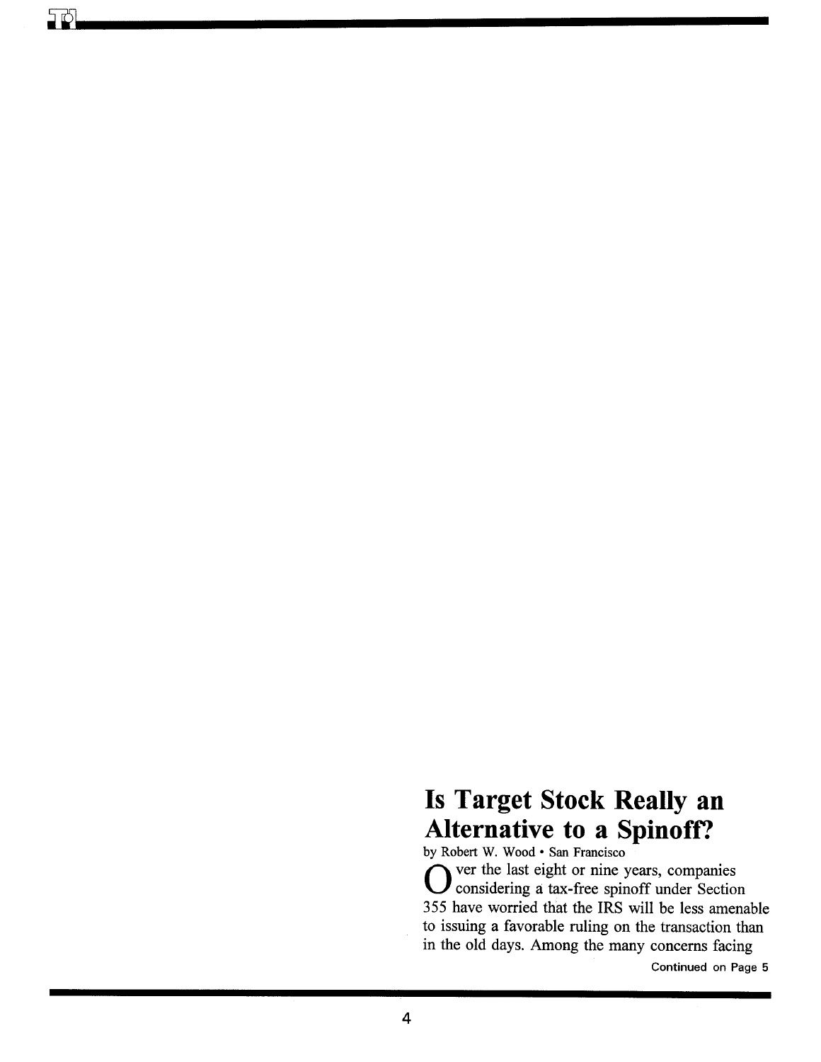# Is Target Stock Really an Alternative to a Spinoff?

by Robert W. Wood • San Francisco

Over the last eight or nine years, companies considering a tax-free spinoff under Section 355 have worried that the IRS will be less amenable to issuing a favorable ruling on the transaction than in the old days. Among the many concerns facing

Continued on Page 5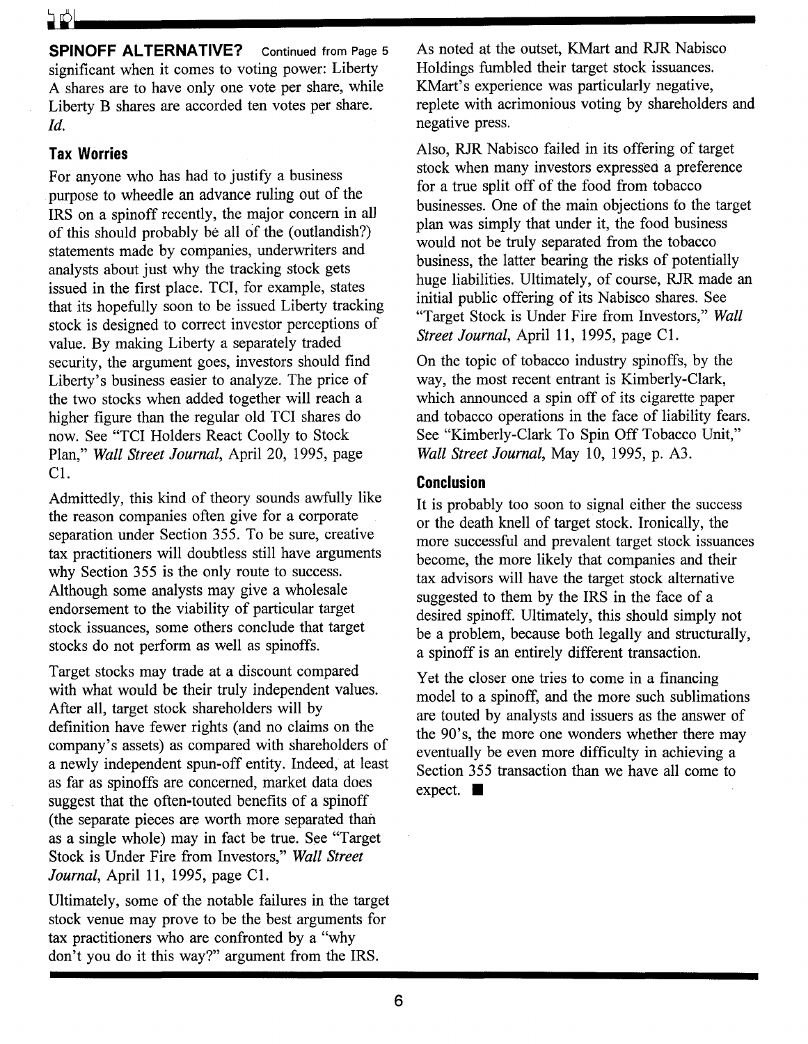**SPINOFF ALTERNATIVE?** Continued from Page 5

significant when it comes to voting power: Liberty A shares are to have only one vote per share, while Liberty B shares are accorded ten votes per share. *Id.*

## Tax Worries

For anyone who has had to justify a business purpose to wheedle an advance ruling out of the IRS on a spinoff recently, the major concern in all of this should probably be all of the (outlandish?) statements made by companies, underwriters and analysts about just why the tracking stock gets issued in the first place. TCI, for example, states that its hopefully soon to be issued Liberty tracking stock is designed to correct investor perceptions of value. By making Liberty a separately traded security, the argument goes, investors should find Liberty's business easier to analyze. The price of the two stocks when added together will reach a higher figure than the regular old TCI shares do now. See "TCI Holders React Coolly to Stock Plan," *Wall Street Journal*, April 20, 1995, page C1.

Admittedly, this kind of theory sounds awfully like the reason companies often give for a corporate separation under Section 355. To be sure, creative tax practitioners will doubtless still have arguments why Section 355 is the only route to success. Although some analysts may give a wholesale endorsement to the viability of particular target stock issuances, some others conclude that target stocks do not perform as well as spinoffs.

Target stocks may trade at a discount compared with what would be their truly independent values. After all, target stock shareholders will by definition have fewer rights (and no claims on the company's assets) as compared with shareholders of a newly independent spun-off entity. Indeed, at least as far as spinoffs are concerned, market data does suggest that the often-touted benefits of a spinoff (the separate pieces are worth more separated than as a single whole) may in fact be true. See "Target Stock is Under Fire from Investors," *Wall Street Journal*, April 11, 1995, page C1.

Ultimately, some of the notable failures in the target stock venue may prove to be the best arguments for tax practitioners who are confronted by a "why don't you do it this way?" argument from the IRS.

As noted at the outset, KMart and RJR Nabisco Holdings fumbled their target stock issuances. KMart's experience was particularly negative, replete with acrimonious voting by shareholders and negative press.

Also, RJR Nabisco failed in its offering of target stock when many investors expressed a preference for a true split off of the food from tobacco businesses. One of the main objections to the target plan was simply that under it, the food business would not be truly separated from the tobacco business, the latter bearing the risks of potentially huge liabilities. Ultimately, of course, RJR made an initial public offering of its Nabisco shares. See "Target Stock is Under Fire from Investors," *Wall Street Journal*, April 11, 1995, page C1.

On the topic of tobacco industry spinoffs, by the way, the most recent entrant is Kimberly-Clark, which announced a spin off of its cigarette paper and tobacco operations in the face of liability fears. See "Kimberly-Clark To Spin Off Tobacco Unit," *Wall Street Journal*, May 10, 1995, p. A3.

## Conclusion

It is probably too soon to signal either the success or the death knell of target stock. Ironically, the more successful and prevalent target stock issuances become, the more likely that companies and their tax advisors will have the target stock alternative suggested to them by the IRS in the face of a desired spinoff. Ultimately, this should simply not be a problem, because both legally and structurally, a spinoff is an entirely different transaction.

Yet the closer one tries to come in a financing model to a spinoff, and the more such sublimations are touted by analysts and issuers as the answer of the 90's, the more one wonders whether there may eventually be even more difficulty in achieving a Section 355 transaction than we have all come to expect. ■